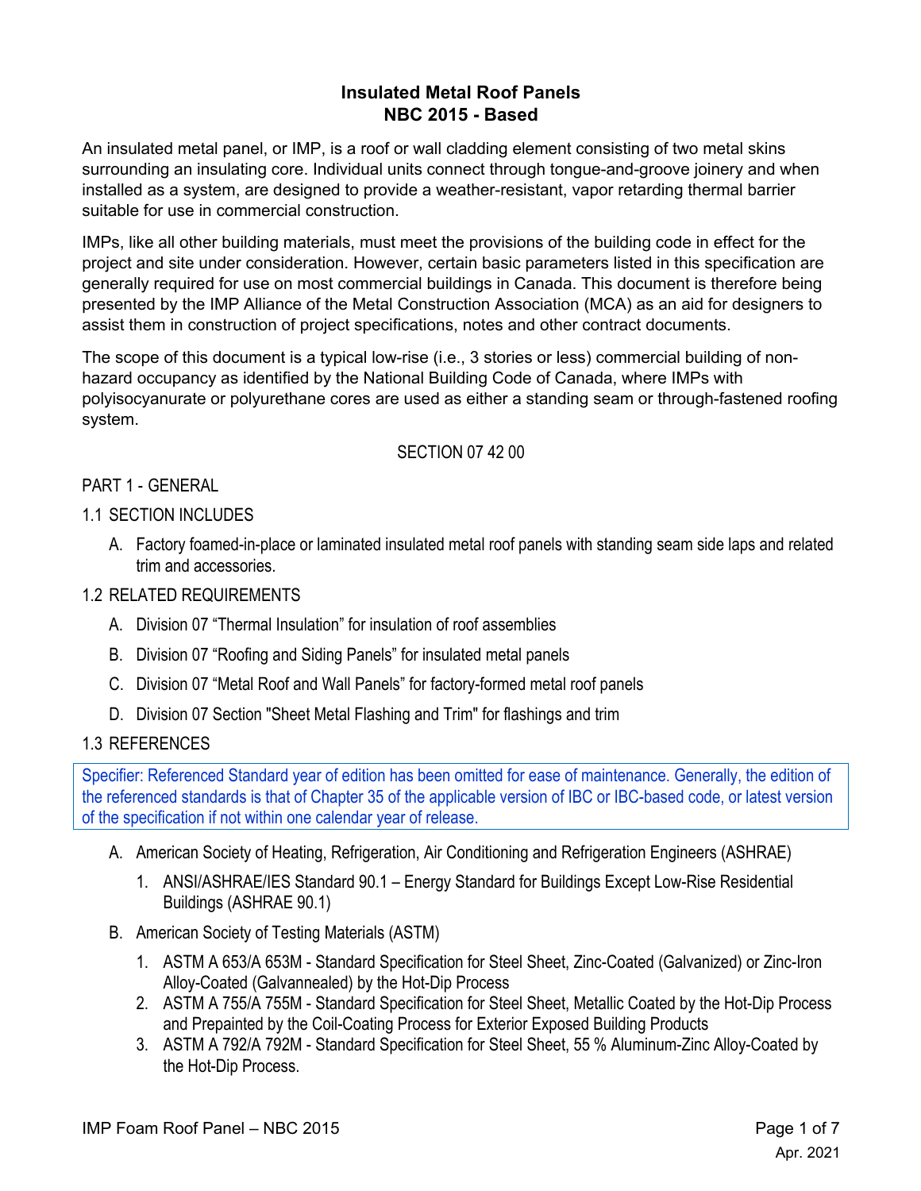# Insulated Metal Roof Panels
# NBC 2015 - Based

An insulated metal panel, or IMP, is a roof or wall cladding element consisting of two metal skins surrounding an insulating core. Individual units connect through tongue-and-groove joinery and when installed as a system, are designed to provide a weather-resistant, vapor retarding thermal barrier suitable for use in commercial construction.

IMPs, like all other building materials, must meet the provisions of the building code in effect for the project and site under consideration. However, certain basic parameters listed in this specification are generally required for use on most commercial buildings in Canada. This document is therefore being presented by the IMP Alliance of the Metal Construction Association (MCA) as an aid for designers to assist them in construction of project specifications, notes and other contract documents.

The scope of this document is a typical low-rise (i.e., 3 stories or less) commercial building of non-hazard occupancy as identified by the National Building Code of Canada, where IMPs with polyisocyanurate or polyurethane cores are used as either a standing seam or through-fastened roofing system.

SECTION 07 42 00

## PART 1 - GENERAL

### 1.1 SECTION INCLUDES

A. Factory foamed-in-place or laminated insulated metal roof panels with standing seam side laps and related trim and accessories.

### 1.2 RELATED REQUIREMENTS

A. Division 07 “Thermal Insulation” for insulation of roof assemblies

B. Division 07 “Roofing and Siding Panels” for insulated metal panels

C. Division 07 “Metal Roof and Wall Panels” for factory-formed metal roof panels

D. Division 07 Section "Sheet Metal Flashing and Trim" for flashings and trim

### 1.3 REFERENCES

> Specifier: Referenced Standard year of edition has been omitted for ease of maintenance. Generally, the edition of the referenced standards is that of Chapter 35 of the applicable version of IBC or IBC-based code, or latest version of the specification if not within one calendar year of release.

A. American Society of Heating, Refrigeration, Air Conditioning and Refrigeration Engineers (ASHRAE)

1. ANSI/ASHRAE/IES Standard 90.1 – Energy Standard for Buildings Except Low-Rise Residential Buildings (ASHRAE 90.1)

B. American Society of Testing Materials (ASTM)

1. ASTM A 653/A 653M - Standard Specification for Steel Sheet, Zinc-Coated (Galvanized) or Zinc-Iron Alloy-Coated (Galvannealed) by the Hot-Dip Process
2. ASTM A 755/A 755M - Standard Specification for Steel Sheet, Metallic Coated by the Hot-Dip Process and Prepainted by the Coil-Coating Process for Exterior Exposed Building Products
3. ASTM A 792/A 792M - Standard Specification for Steel Sheet, 55 % Aluminum-Zinc Alloy-Coated by the Hot-Dip Process.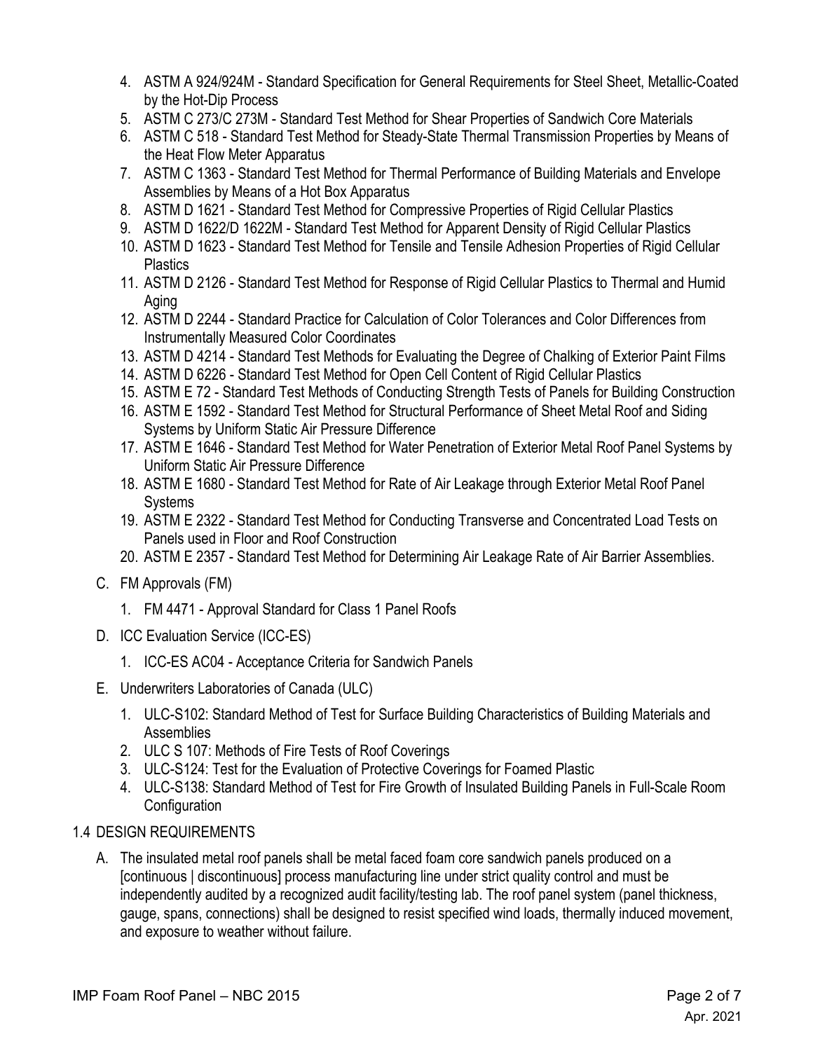4. ASTM A 924/924M - Standard Specification for General Requirements for Steel Sheet, Metallic-Coated by the Hot-Dip Process
5. ASTM C 273/C 273M - Standard Test Method for Shear Properties of Sandwich Core Materials
6. ASTM C 518 - Standard Test Method for Steady-State Thermal Transmission Properties by Means of the Heat Flow Meter Apparatus
7. ASTM C 1363 - Standard Test Method for Thermal Performance of Building Materials and Envelope Assemblies by Means of a Hot Box Apparatus
8. ASTM D 1621 - Standard Test Method for Compressive Properties of Rigid Cellular Plastics
9. ASTM D 1622/D 1622M - Standard Test Method for Apparent Density of Rigid Cellular Plastics
10. ASTM D 1623 - Standard Test Method for Tensile and Tensile Adhesion Properties of Rigid Cellular Plastics
11. ASTM D 2126 - Standard Test Method for Response of Rigid Cellular Plastics to Thermal and Humid Aging
12. ASTM D 2244 - Standard Practice for Calculation of Color Tolerances and Color Differences from Instrumentally Measured Color Coordinates
13. ASTM D 4214 - Standard Test Methods for Evaluating the Degree of Chalking of Exterior Paint Films
14. ASTM D 6226 - Standard Test Method for Open Cell Content of Rigid Cellular Plastics
15. ASTM E 72 - Standard Test Methods of Conducting Strength Tests of Panels for Building Construction
16. ASTM E 1592 - Standard Test Method for Structural Performance of Sheet Metal Roof and Siding Systems by Uniform Static Air Pressure Difference
17. ASTM E 1646 - Standard Test Method for Water Penetration of Exterior Metal Roof Panel Systems by Uniform Static Air Pressure Difference
18. ASTM E 1680 - Standard Test Method for Rate of Air Leakage through Exterior Metal Roof Panel Systems
19. ASTM E 2322 - Standard Test Method for Conducting Transverse and Concentrated Load Tests on Panels used in Floor and Roof Construction
20. ASTM E 2357 - Standard Test Method for Determining Air Leakage Rate of Air Barrier Assemblies.

C. FM Approvals (FM)

1. FM 4471 - Approval Standard for Class 1 Panel Roofs

D. ICC Evaluation Service (ICC-ES)

1. ICC-ES AC04 - Acceptance Criteria for Sandwich Panels

E. Underwriters Laboratories of Canada (ULC)

1. ULC-S102: Standard Method of Test for Surface Building Characteristics of Building Materials and Assemblies
2. ULC S 107: Methods of Fire Tests of Roof Coverings
3. ULC-S124: Test for the Evaluation of Protective Coverings for Foamed Plastic
4. ULC-S138: Standard Method of Test for Fire Growth of Insulated Building Panels in Full-Scale Room Configuration

## 1.4 DESIGN REQUIREMENTS

A. The insulated metal roof panels shall be metal faced foam core sandwich panels produced on a [continuous | discontinuous] process manufacturing line under strict quality control and must be independently audited by a recognized audit facility/testing lab. The roof panel system (panel thickness, gauge, spans, connections) shall be designed to resist specified wind loads, thermally induced movement, and exposure to weather without failure.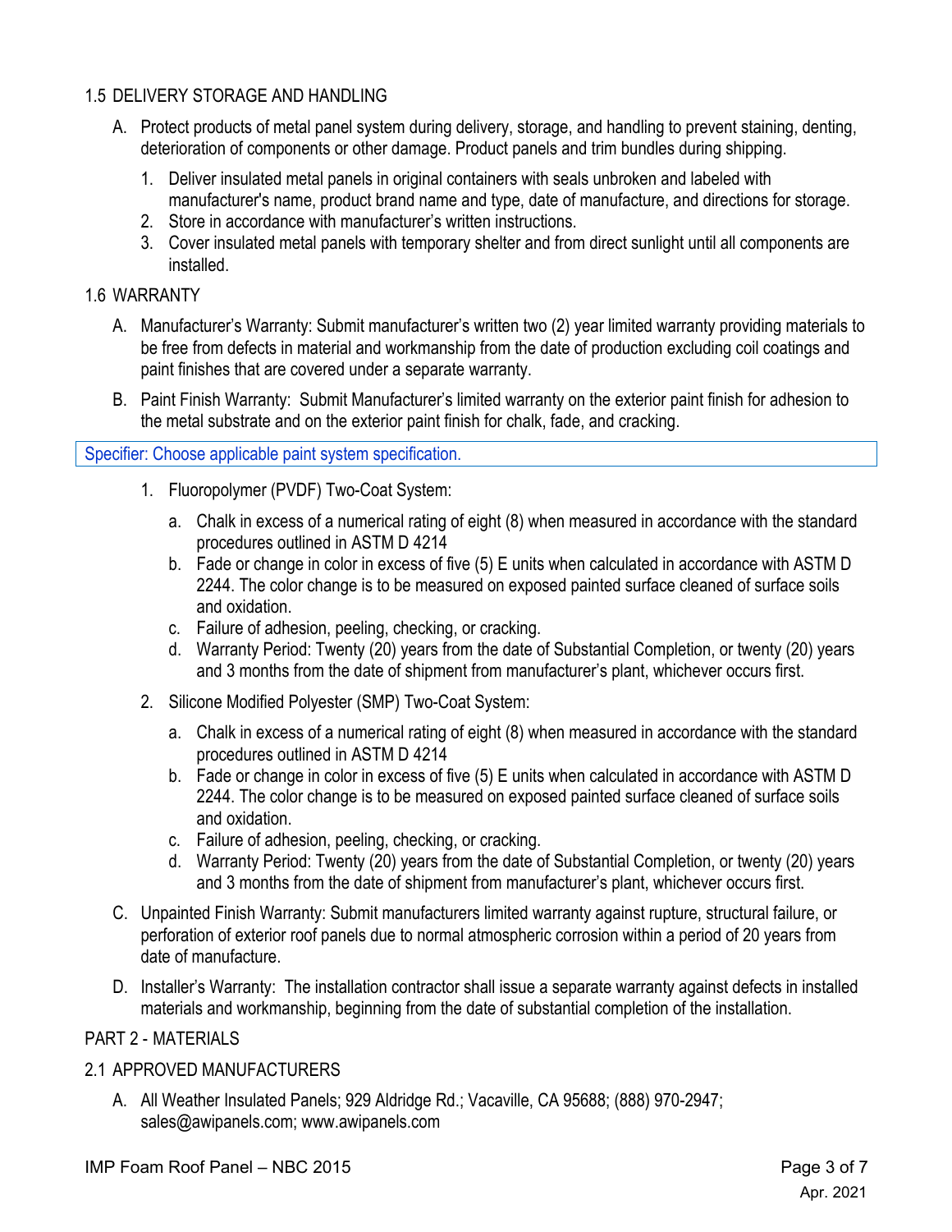## 1.5 DELIVERY STORAGE AND HANDLING

A. Protect products of metal panel system during delivery, storage, and handling to prevent staining, denting, deterioration of components or other damage. Product panels and trim bundles during shipping.

   1. Deliver insulated metal panels in original containers with seals unbroken and labeled with manufacturer's name, product brand name and type, date of manufacture, and directions for storage.
   2. Store in accordance with manufacturer's written instructions.
   3. Cover insulated metal panels with temporary shelter and from direct sunlight until all components are installed.

## 1.6 WARRANTY

A. Manufacturer's Warranty: Submit manufacturer's written two (2) year limited warranty providing materials to be free from defects in material and workmanship from the date of production excluding coil coatings and paint finishes that are covered under a separate warranty.

B. Paint Finish Warranty: Submit Manufacturer's limited warranty on the exterior paint finish for adhesion to the metal substrate and on the exterior paint finish for chalk, fade, and cracking.

> Specifier: Choose applicable paint system specification.

   1. Fluoropolymer (PVDF) Two-Coat System:

      a. Chalk in excess of a numerical rating of eight (8) when measured in accordance with the standard procedures outlined in ASTM D 4214
      b. Fade or change in color in excess of five (5) E units when calculated in accordance with ASTM D 2244. The color change is to be measured on exposed painted surface cleaned of surface soils and oxidation.
      c. Failure of adhesion, peeling, checking, or cracking.
      d. Warranty Period: Twenty (20) years from the date of Substantial Completion, or twenty (20) years and 3 months from the date of shipment from manufacturer's plant, whichever occurs first.

   2. Silicone Modified Polyester (SMP) Two-Coat System:

      a. Chalk in excess of a numerical rating of eight (8) when measured in accordance with the standard procedures outlined in ASTM D 4214
      b. Fade or change in color in excess of five (5) E units when calculated in accordance with ASTM D 2244. The color change is to be measured on exposed painted surface cleaned of surface soils and oxidation.
      c. Failure of adhesion, peeling, checking, or cracking.
      d. Warranty Period: Twenty (20) years from the date of Substantial Completion, or twenty (20) years and 3 months from the date of shipment from manufacturer's plant, whichever occurs first.

C. Unpainted Finish Warranty: Submit manufacturers limited warranty against rupture, structural failure, or perforation of exterior roof panels due to normal atmospheric corrosion within a period of 20 years from date of manufacture.

D. Installer's Warranty: The installation contractor shall issue a separate warranty against defects in installed materials and workmanship, beginning from the date of substantial completion of the installation.

# PART 2 - MATERIALS

## 2.1 APPROVED MANUFACTURERS

A. All Weather Insulated Panels; 929 Aldridge Rd.; Vacaville, CA 95688; (888) 970-2947; sales@awipanels.com; www.awipanels.com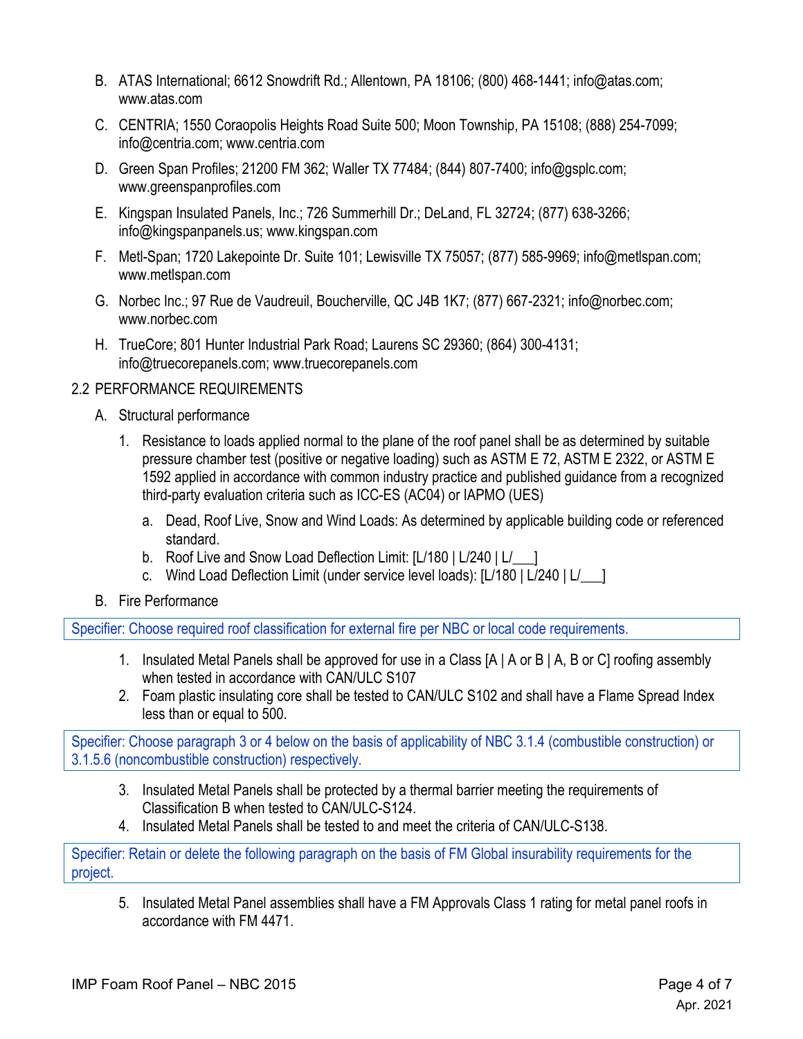B. ATAS International; 6612 Snowdrift Rd.; Allentown, PA 18106; (800) 468-1441; info@atas.com; www.atas.com

C. CENTRIA; 1550 Coraopolis Heights Road Suite 500; Moon Township, PA 15108; (888) 254-7099; info@centria.com; www.centria.com

D. Green Span Profiles; 21200 FM 362; Waller TX 77484; (844) 807-7400; info@gsplc.com; www.greenspanprofiles.com

E. Kingspan Insulated Panels, Inc.; 726 Summerhill Dr.; DeLand, FL 32724; (877) 638-3266; info@kingspanpanels.us; www.kingspan.com

F. Metl-Span; 1720 Lakepointe Dr. Suite 101; Lewisville TX 75057; (877) 585-9969; info@metlspan.com; www.metlspan.com

G. Norbec Inc.; 97 Rue de Vaudreuil, Boucherville, QC J4B 1K7; (877) 667-2321; info@norbec.com; www.norbec.com

H. TrueCore; 801 Hunter Industrial Park Road; Laurens SC 29360; (864) 300-4131; info@truecorepanels.com; www.truecorepanels.com

2.2 PERFORMANCE REQUIREMENTS

A. Structural performance

1. Resistance to loads applied normal to the plane of the roof panel shall be as determined by suitable pressure chamber test (positive or negative loading) such as ASTM E 72, ASTM E 2322, or ASTM E 1592 applied in accordance with common industry practice and published guidance from a recognized third-party evaluation criteria such as ICC-ES (AC04) or IAPMO (UES)

   a. Dead, Roof Live, Snow and Wind Loads: As determined by applicable building code or referenced standard.
   b. Roof Live and Snow Load Deflection Limit: [L/180 | L/240 | L/___]
   c. Wind Load Deflection Limit (under service level loads): [L/180 | L/240 | L/___]

B. Fire Performance

> Specifier: Choose required roof classification for external fire per NBC or local code requirements.

1. Insulated Metal Panels shall be approved for use in a Class [A | A or B | A, B or C] roofing assembly when tested in accordance with CAN/ULC S107
2. Foam plastic insulating core shall be tested to CAN/ULC S102 and shall have a Flame Spread Index less than or equal to 500.

> Specifier: Choose paragraph 3 or 4 below on the basis of applicability of NBC 3.1.4 (combustible construction) or 3.1.5.6 (noncombustible construction) respectively.

3. Insulated Metal Panels shall be protected by a thermal barrier meeting the requirements of Classification B when tested to CAN/ULC-S124.
4. Insulated Metal Panels shall be tested to and meet the criteria of CAN/ULC-S138.

> Specifier: Retain or delete the following paragraph on the basis of FM Global insurability requirements for the project.

5. Insulated Metal Panel assemblies shall have a FM Approvals Class 1 rating for metal panel roofs in accordance with FM 4471.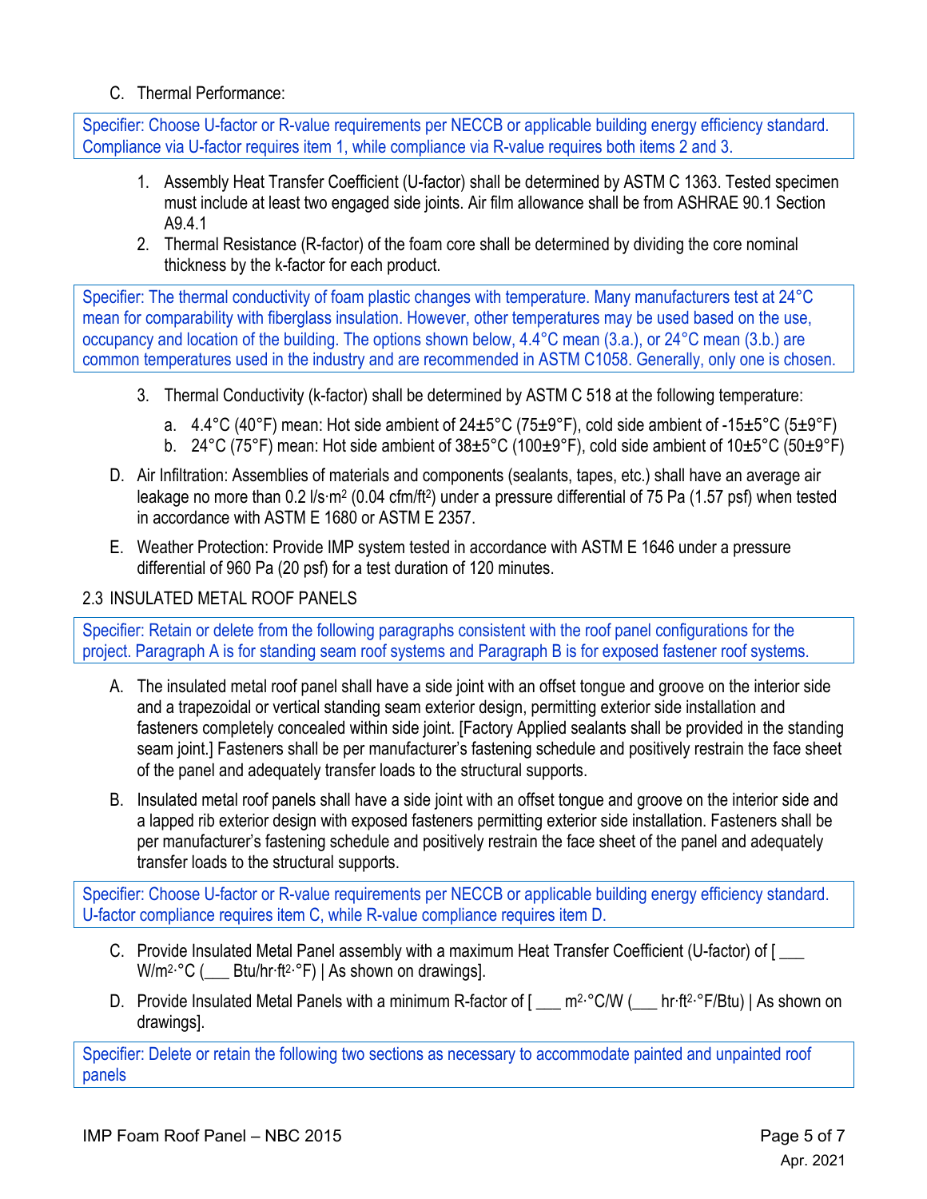C. Thermal Performance:

> Specifier: Choose U-factor or R-value requirements per NECCB or applicable building energy efficiency standard. Compliance via U-factor requires item 1, while compliance via R-value requires both items 2 and 3.

1. Assembly Heat Transfer Coefficient (U-factor) shall be determined by ASTM C 1363. Tested specimen must include at least two engaged side joints. Air film allowance shall be from ASHRAE 90.1 Section A9.4.1
2. Thermal Resistance (R-factor) of the foam core shall be determined by dividing the core nominal thickness by the k-factor for each product.

> Specifier: The thermal conductivity of foam plastic changes with temperature. Many manufacturers test at 24°C mean for comparability with fiberglass insulation. However, other temperatures may be used based on the use, occupancy and location of the building. The options shown below, 4.4°C mean (3.a.), or 24°C mean (3.b.) are common temperatures used in the industry and are recommended in ASTM C1058. Generally, only one is chosen.

3. Thermal Conductivity (k-factor) shall be determined by ASTM C 518 at the following temperature:
   a. 4.4°C (40°F) mean: Hot side ambient of 24±5°C (75±9°F), cold side ambient of -15±5°C (5±9°F)
   b. 24°C (75°F) mean: Hot side ambient of 38±5°C (100±9°F), cold side ambient of 10±5°C (50±9°F)

D. Air Infiltration: Assemblies of materials and components (sealants, tapes, etc.) shall have an average air leakage no more than 0.2 l/s·m$^2$ (0.04 cfm/ft$^2$) under a pressure differential of 75 Pa (1.57 psf) when tested in accordance with ASTM E 1680 or ASTM E 2357.

E. Weather Protection: Provide IMP system tested in accordance with ASTM E 1646 under a pressure differential of 960 Pa (20 psf) for a test duration of 120 minutes.

## 2.3 INSULATED METAL ROOF PANELS

> Specifier: Retain or delete from the following paragraphs consistent with the roof panel configurations for the project. Paragraph A is for standing seam roof systems and Paragraph B is for exposed fastener roof systems.

A. The insulated metal roof panel shall have a side joint with an offset tongue and groove on the interior side and a trapezoidal or vertical standing seam exterior design, permitting exterior side installation and fasteners completely concealed within side joint. [Factory Applied sealants shall be provided in the standing seam joint.] Fasteners shall be per manufacturer's fastening schedule and positively restrain the face sheet of the panel and adequately transfer loads to the structural supports.

B. Insulated metal roof panels shall have a side joint with an offset tongue and groove on the interior side and a lapped rib exterior design with exposed fasteners permitting exterior side installation. Fasteners shall be per manufacturer's fastening schedule and positively restrain the face sheet of the panel and adequately transfer loads to the structural supports.

> Specifier: Choose U-factor or R-value requirements per NECCB or applicable building energy efficiency standard. U-factor compliance requires item C, while R-value compliance requires item D.

C. Provide Insulated Metal Panel assembly with a maximum Heat Transfer Coefficient (U-factor) of [ ___ W/m$^2$·°C (___ Btu/hr·ft$^2$·°F) | As shown on drawings].

D. Provide Insulated Metal Panels with a minimum R-factor of [ ___ m$^2$·°C/W (___ hr·ft$^2$·°F/Btu) | As shown on drawings].

> Specifier: Delete or retain the following two sections as necessary to accommodate painted and unpainted roof panels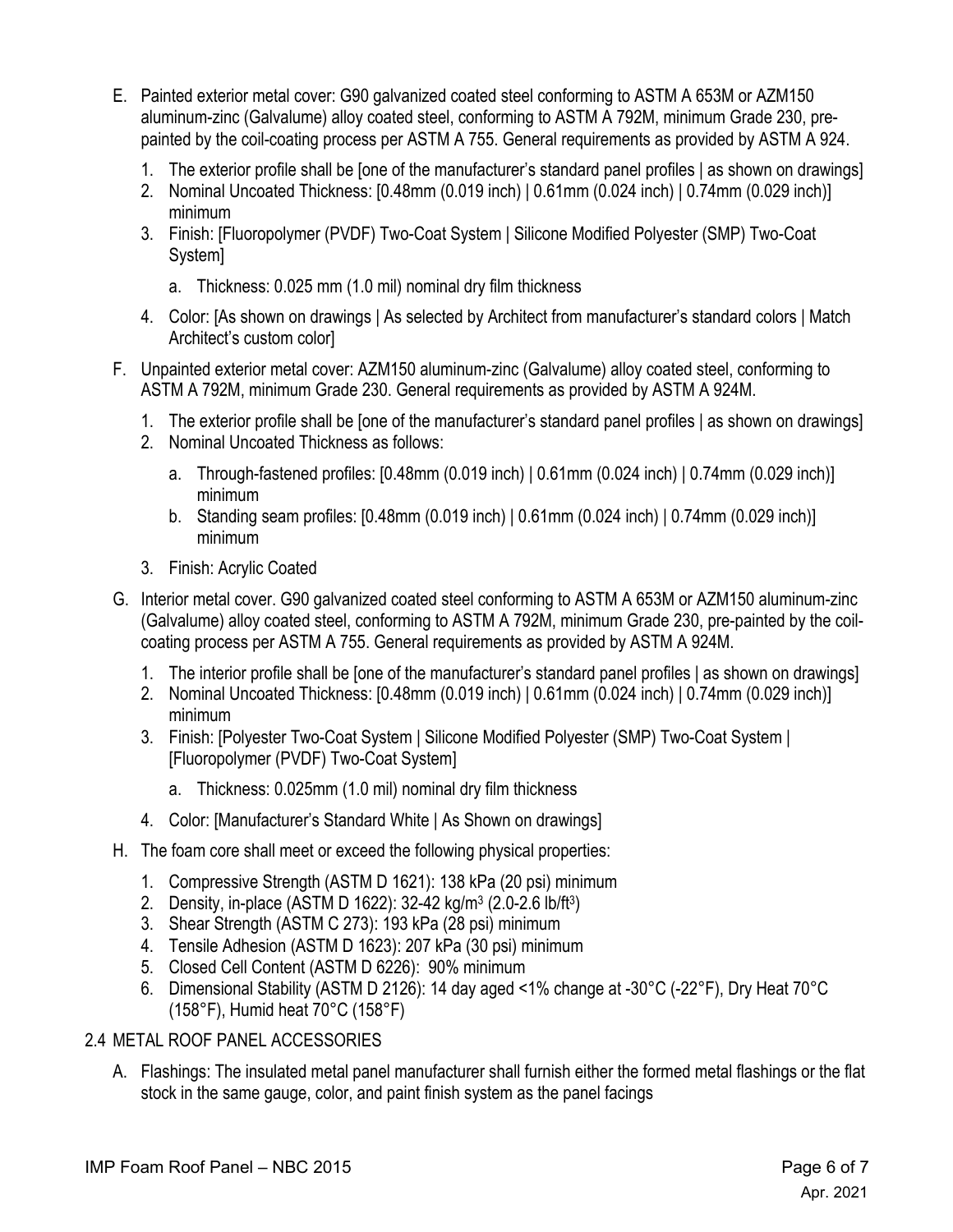E. Painted exterior metal cover: G90 galvanized coated steel conforming to ASTM A 653M or AZM150 aluminum-zinc (Galvalume) alloy coated steel, conforming to ASTM A 792M, minimum Grade 230, pre-painted by the coil-coating process per ASTM A 755. General requirements as provided by ASTM A 924.

   1. The exterior profile shall be [one of the manufacturer's standard panel profiles | as shown on drawings]
   2. Nominal Uncoated Thickness: [0.48mm (0.019 inch) | 0.61mm (0.024 inch) | 0.74mm (0.029 inch)] minimum
   3. Finish: [Fluoropolymer (PVDF) Two-Coat System | Silicone Modified Polyester (SMP) Two-Coat System]

      a. Thickness: 0.025 mm (1.0 mil) nominal dry film thickness

   4. Color: [As shown on drawings | As selected by Architect from manufacturer's standard colors | Match Architect's custom color]

F. Unpainted exterior metal cover: AZM150 aluminum-zinc (Galvalume) alloy coated steel, conforming to ASTM A 792M, minimum Grade 230. General requirements as provided by ASTM A 924M.

   1. The exterior profile shall be [one of the manufacturer's standard panel profiles | as shown on drawings]
   2. Nominal Uncoated Thickness as follows:

      a. Through-fastened profiles: [0.48mm (0.019 inch) | 0.61mm (0.024 inch) | 0.74mm (0.029 inch)] minimum
      b. Standing seam profiles: [0.48mm (0.019 inch) | 0.61mm (0.024 inch) | 0.74mm (0.029 inch)] minimum

   3. Finish: Acrylic Coated

G. Interior metal cover. G90 galvanized coated steel conforming to ASTM A 653M or AZM150 aluminum-zinc (Galvalume) alloy coated steel, conforming to ASTM A 792M, minimum Grade 230, pre-painted by the coil-coating process per ASTM A 755. General requirements as provided by ASTM A 924M.

   1. The interior profile shall be [one of the manufacturer's standard panel profiles | as shown on drawings]
   2. Nominal Uncoated Thickness: [0.48mm (0.019 inch) | 0.61mm (0.024 inch) | 0.74mm (0.029 inch)] minimum
   3. Finish: [Polyester Two-Coat System | Silicone Modified Polyester (SMP) Two-Coat System | [Fluoropolymer (PVDF) Two-Coat System]

      a. Thickness: 0.025mm (1.0 mil) nominal dry film thickness

   4. Color: [Manufacturer's Standard White | As Shown on drawings]

H. The foam core shall meet or exceed the following physical properties:

   1. Compressive Strength (ASTM D 1621): 138 kPa (20 psi) minimum
   2. Density, in-place (ASTM D 1622): 32-42 kg/m$^3$ (2.0-2.6 lb/ft$^3$)
   3. Shear Strength (ASTM C 273): 193 kPa (28 psi) minimum
   4. Tensile Adhesion (ASTM D 1623): 207 kPa (30 psi) minimum
   5. Closed Cell Content (ASTM D 6226): 90% minimum
   6. Dimensional Stability (ASTM D 2126): 14 day aged <1% change at -30°C (-22°F), Dry Heat 70°C (158°F), Humid heat 70°C (158°F)

2.4 METAL ROOF PANEL ACCESSORIES

A. Flashings: The insulated metal panel manufacturer shall furnish either the formed metal flashings or the flat stock in the same gauge, color, and paint finish system as the panel facings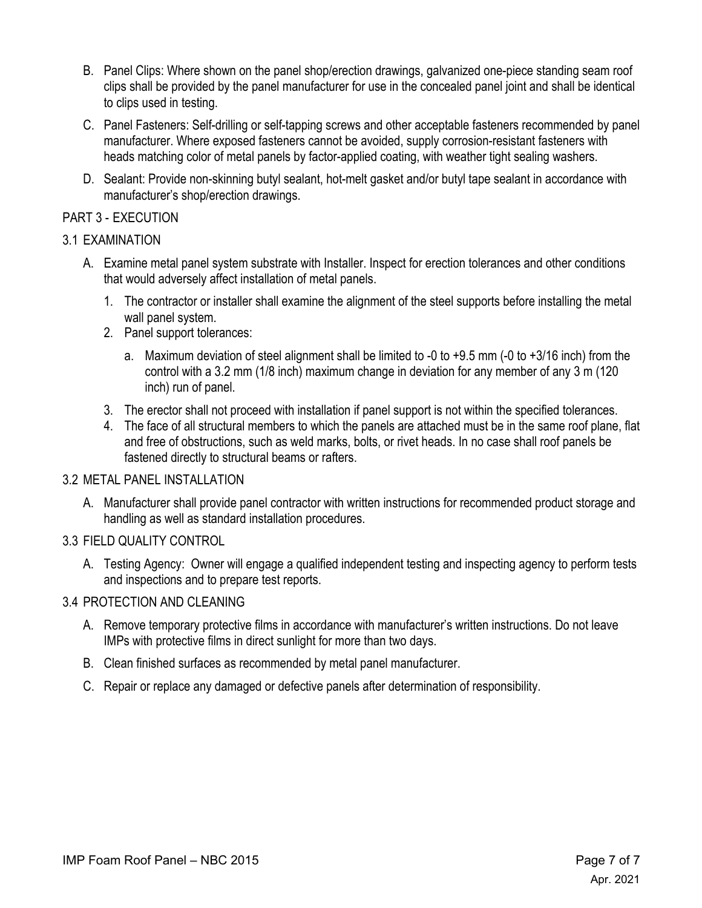B. Panel Clips: Where shown on the panel shop/erection drawings, galvanized one-piece standing seam roof clips shall be provided by the panel manufacturer for use in the concealed panel joint and shall be identical to clips used in testing.

C. Panel Fasteners: Self-drilling or self-tapping screws and other acceptable fasteners recommended by panel manufacturer. Where exposed fasteners cannot be avoided, supply corrosion-resistant fasteners with heads matching color of metal panels by factor-applied coating, with weather tight sealing washers.

D. Sealant: Provide non-skinning butyl sealant, hot-melt gasket and/or butyl tape sealant in accordance with manufacturer's shop/erection drawings.

## PART 3 - EXECUTION

### 3.1 EXAMINATION

A. Examine metal panel system substrate with Installer. Inspect for erection tolerances and other conditions that would adversely affect installation of metal panels.

1. The contractor or installer shall examine the alignment of the steel supports before installing the metal wall panel system.
2. Panel support tolerances:
   a. Maximum deviation of steel alignment shall be limited to -0 to +9.5 mm (-0 to +3/16 inch) from the control with a 3.2 mm (1/8 inch) maximum change in deviation for any member of any 3 m (120 inch) run of panel.
3. The erector shall not proceed with installation if panel support is not within the specified tolerances.
4. The face of all structural members to which the panels are attached must be in the same roof plane, flat and free of obstructions, such as weld marks, bolts, or rivet heads. In no case shall roof panels be fastened directly to structural beams or rafters.

### 3.2 METAL PANEL INSTALLATION

A. Manufacturer shall provide panel contractor with written instructions for recommended product storage and handling as well as standard installation procedures.

### 3.3 FIELD QUALITY CONTROL

A. Testing Agency: Owner will engage a qualified independent testing and inspecting agency to perform tests and inspections and to prepare test reports.

### 3.4 PROTECTION AND CLEANING

A. Remove temporary protective films in accordance with manufacturer's written instructions. Do not leave IMPs with protective films in direct sunlight for more than two days.

B. Clean finished surfaces as recommended by metal panel manufacturer.

C. Repair or replace any damaged or defective panels after determination of responsibility.